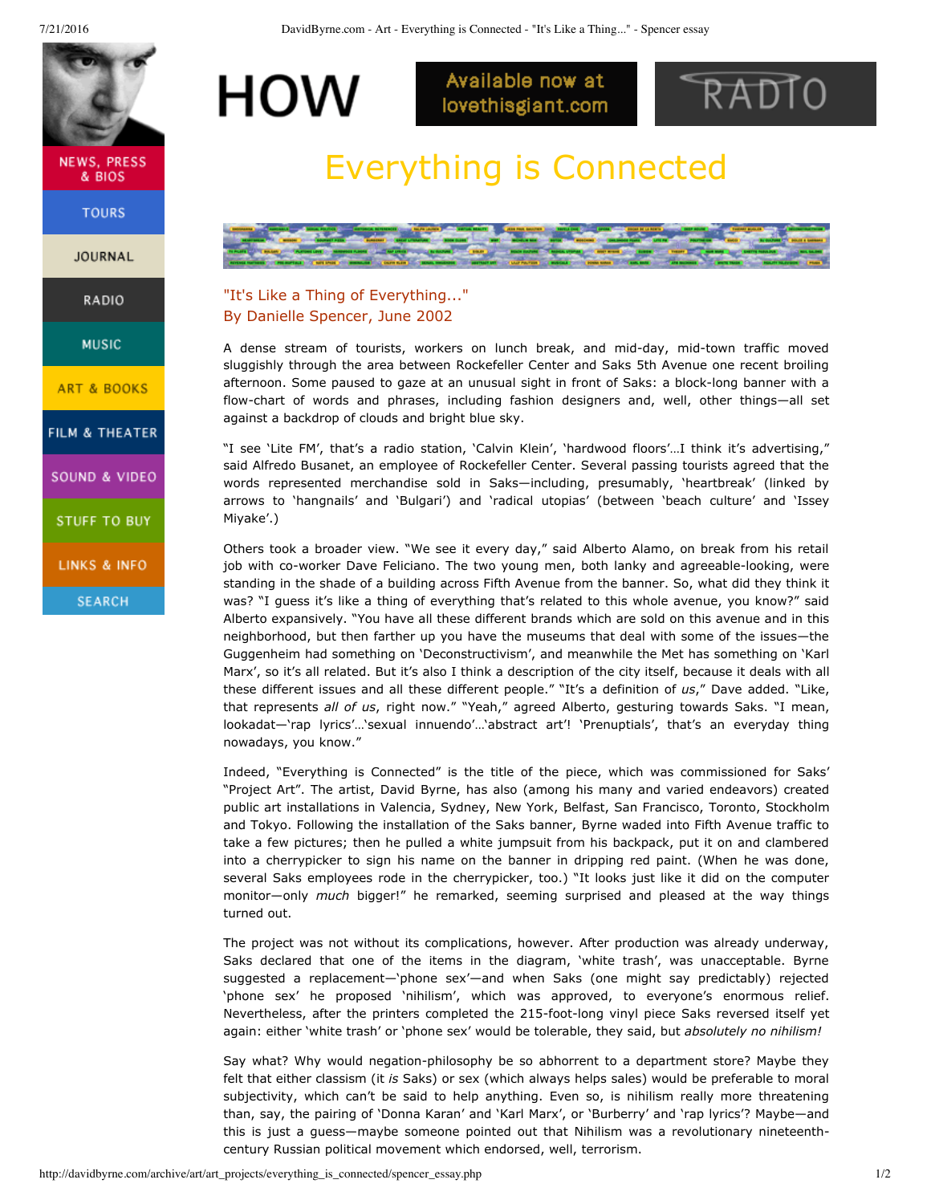# Everything is Connected

"It's Like a Thing of Everything..."
By Danielle Spencer, June 2002

A dense stream of tourists, workers on lunch break, and mid-day, mid-town traffic moved sluggishly through the area between Rockefeller Center and Saks 5th Avenue one recent broiling afternoon. Some paused to gaze at an unusual sight in front of Saks: a block-long banner with a flow-chart of words and phrases, including fashion designers and, well, other things—all set against a backdrop of clouds and bright blue sky.

"I see 'Lite FM', that's a radio station, 'Calvin Klein', 'hardwood floors'...I think it's advertising," said Alfredo Busanet, an employee of Rockefeller Center. Several passing tourists agreed that the words represented merchandise sold in Saks—including, presumably, 'heartbreak' (linked by arrows to 'hangnails' and 'Bulgari') and 'radical utopias' (between 'beach culture' and 'Issey Miyake'.)

Others took a broader view. "We see it every day," said Alberto Alamo, on break from his retail job with co-worker Dave Feliciano. The two young men, both lanky and agreeable-looking, were standing in the shade of a building across Fifth Avenue from the banner. So, what did they think it was? "I guess it's like a thing of everything that's related to this whole avenue, you know?" said Alberto expansively. "You have all these different brands which are sold on this avenue and in this neighborhood, but then farther up you have the museums that deal with some of the issues—the Guggenheim had something on 'Deconstructivism', and meanwhile the Met has something on 'Karl Marx', so it's all related. But it's also I think a description of the city itself, because it deals with all these different issues and all these different people." "It's a definition of *us*," Dave added. "Like, that represents *all of us*, right now." "Yeah," agreed Alberto, gesturing towards Saks. "I mean, lookadat—'rap lyrics'...'sexual innuendo'...'abstract art'! 'Prenuptials', that's an everyday thing nowadays, you know."

Indeed, "Everything is Connected" is the title of the piece, which was commissioned for Saks' "Project Art". The artist, David Byrne, has also (among his many and varied endeavors) created public art installations in Valencia, Sydney, New York, Belfast, San Francisco, Toronto, Stockholm and Tokyo. Following the installation of the Saks banner, Byrne waded into Fifth Avenue traffic to take a few pictures; then he pulled a white jumpsuit from his backpack, put it on and clambered into a cherrypicker to sign his name on the banner in dripping red paint. (When he was done, several Saks employees rode in the cherrypicker, too.) "It looks just like it did on the computer monitor—only *much* bigger!" he remarked, seeming surprised and pleased at the way things turned out.

The project was not without its complications, however. After production was already underway, Saks declared that one of the items in the diagram, 'white trash', was unacceptable. Byrne suggested a replacement—'phone sex'—and when Saks (one might say predictably) rejected 'phone sex' he proposed 'nihilism', which was approved, to everyone's enormous relief. Nevertheless, after the printers completed the 215-foot-long vinyl piece Saks reversed itself yet again: either 'white trash' or 'phone sex' would be tolerable, they said, but *absolutely no nihilism!*

Say what? Why would negation-philosophy be so abhorrent to a department store? Maybe they felt that either classism (it *is* Saks) or sex (which always helps sales) would be preferable to moral subjectivity, which can't be said to help anything. Even so, is nihilism really more threatening than, say, the pairing of 'Donna Karan' and 'Karl Marx', or 'Burberry' and 'rap lyrics'? Maybe—and this is just a guess—maybe someone pointed out that Nihilism was a revolutionary nineteenth-century Russian political movement which endorsed, well, terrorism.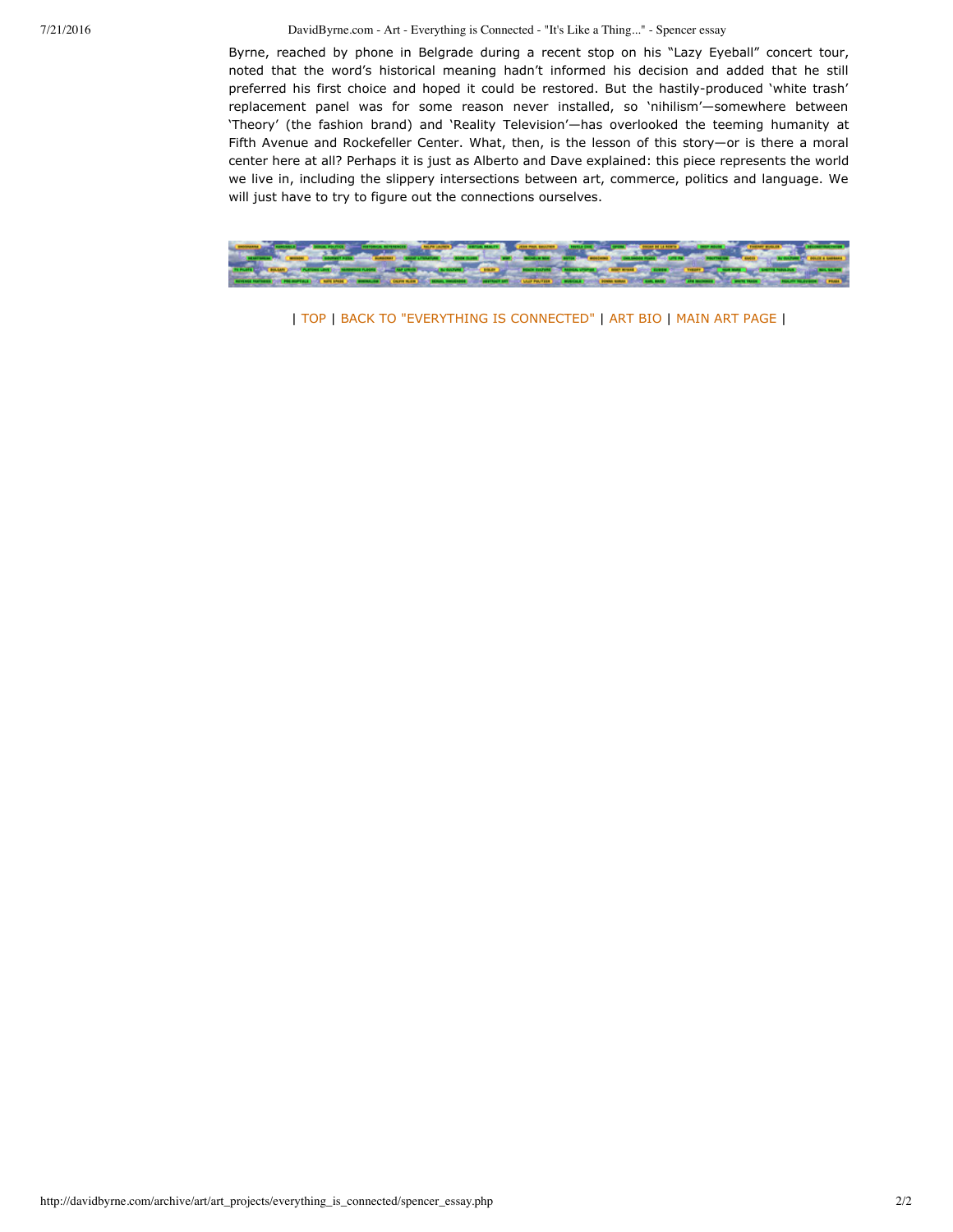Byrne, reached by phone in Belgrade during a recent stop on his "Lazy Eyeball" concert tour, noted that the word's historical meaning hadn't informed his decision and added that he still preferred his first choice and hoped it could be restored. But the hastily-produced 'white trash' replacement panel was for some reason never installed, so 'nihilism'—somewhere between 'Theory' (the fashion brand) and 'Reality Television'—has overlooked the teeming humanity at Fifth Avenue and Rockefeller Center. What, then, is the lesson of this story—or is there a moral center here at all? Perhaps it is just as Alberto and Dave explained: this piece represents the world we live in, including the slippery intersections between art, commerce, politics and language. We will just have to try to figure out the connections ourselves.

| TOP | BACK TO "EVERYTHING IS CONNECTED" | ART BIO | MAIN ART PAGE |